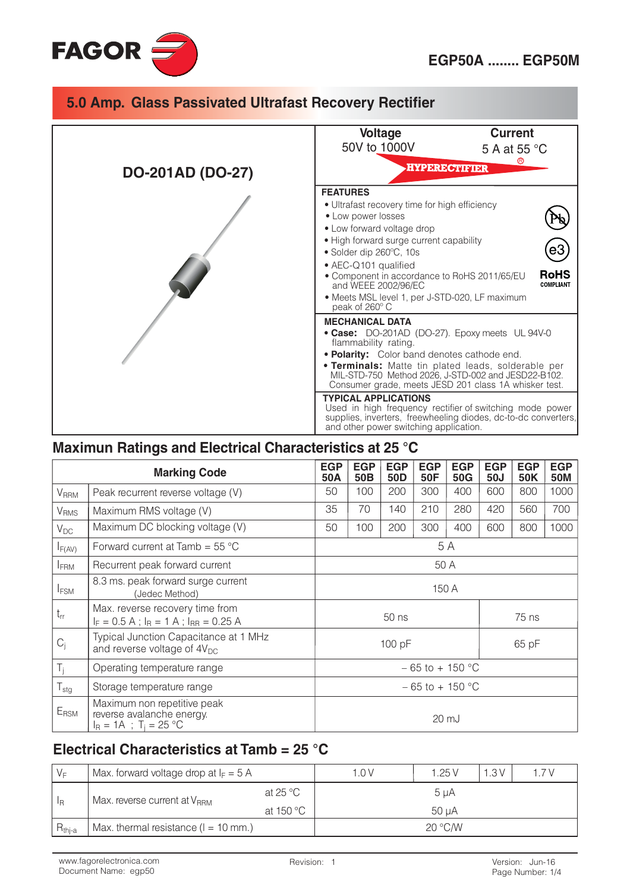# EGP50A ........ EGP50M

## 5.0 Amp. Glass Passivated Ultrafast Recovery Rectifier

**DO-201AD (DO-27)**

| Voltage | Current |
|---|---|
| 50V to 1000V | 5 A at 55 °C |

HYPERECTIFIER®

### FEATURES

- Ultrafast recovery time for high efficiency
- Low power losses
- Low forward voltage drop
- High forward surge current capability
- Solder dip 260ºC, 10s
- AEC-Q101 qualified
- Component in accordance to RoHS 2011/65/EU and WEEE 2002/96/EC
- Meets MSL level 1, per J-STD-020, LF maximum peak of 260º C

RoHS COMPLIANT

### MECHANICAL DATA

- **Case:** DO-201AD (DO-27). Epoxy meets UL 94V-0 flammability rating.
- **Polarity:** Color band denotes cathode end.
- **Terminals:** Matte tin plated leads, solderable per MIL-STD-750 Method 2026, J-STD-002 and JESD22-B102. Consumer grade, meets JESD 201 class 1A whisker test.

### TYPICAL APPLICATIONS

Used in high frequency rectifier of switching mode power supplies, inverters, freewheeling diodes, dc-to-dc converters, and other power switching application.

## Maximun Ratings and Electrical Characteristics at 25 °C

| | Marking Code | EGP 50A | EGP 50B | EGP 50D | EGP 50F | EGP 50G | EGP 50J | EGP 50K | EGP 50M |
|---|---|---|---|---|---|---|---|---|---|
| $V_{RRM}$ | Peak recurrent reverse voltage (V) | 50 | 100 | 200 | 300 | 400 | 600 | 800 | 1000 |
| $V_{RMS}$ | Maximum RMS voltage (V) | 35 | 70 | 140 | 210 | 280 | 420 | 560 | 700 |
| $V_{DC}$ | Maximum DC blocking voltage (V) | 50 | 100 | 200 | 300 | 400 | 600 | 800 | 1000 |
| $I_{F(AV)}$ | Forward current at Tamb = 55 °C | 5 A | | | | | | | |
| $I_{FRM}$ | Recurrent peak forward current | 50 A | | | | | | | |
| $I_{FSM}$ | 8.3 ms. peak forward surge current (Jedec Method) | 150 A | | | | | | | |
| $t_{rr}$ | Max. reverse recovery time from $I_F$ = 0.5 A ; $I_R$ = 1 A ; $I_{RR}$ = 0.25 A | 50 ns | | | | | 75 ns | | |
| $C_j$ | Typical Junction Capacitance at 1 MHz and reverse voltage of $4V_{DC}$ | 100 pF | | | | | 65 pF | | |
| $T_j$ | Operating temperature range | – 65 to + 150 °C | | | | | | | |
| $T_{stg}$ | Storage temperature range | – 65 to + 150 °C | | | | | | | |
| $E_{RSM}$ | Maximum non repetitive peak reverse avalanche energy. $I_R$ = 1A ; $T_j$ = 25 °C | 20 mJ | | | | | | | |

## Electrical Characteristics at Tamb = 25 °C

| | | | EGP50A–50D | EGP50F–50G | EGP50J | EGP50K–50M |
|---|---|---|---|---|---|---|
| $V_F$ | Max. forward voltage drop at $I_F$ = 5 A | | 1.0 V | 1.25 V | 1.3 V | 1.7 V |
| $I_R$ | Max. reverse current at $V_{RRM}$ | at 25 °C | 5 µA | | | |
| | | at 150 °C | 50 µA | | | |
| $R_{thj-a}$ | Max. thermal resistance (l = 10 mm.) | | 20 °C/W | | | |

www.fagorelectronica.com
Document Name: egp50
Revision: 1
Version: Jun-16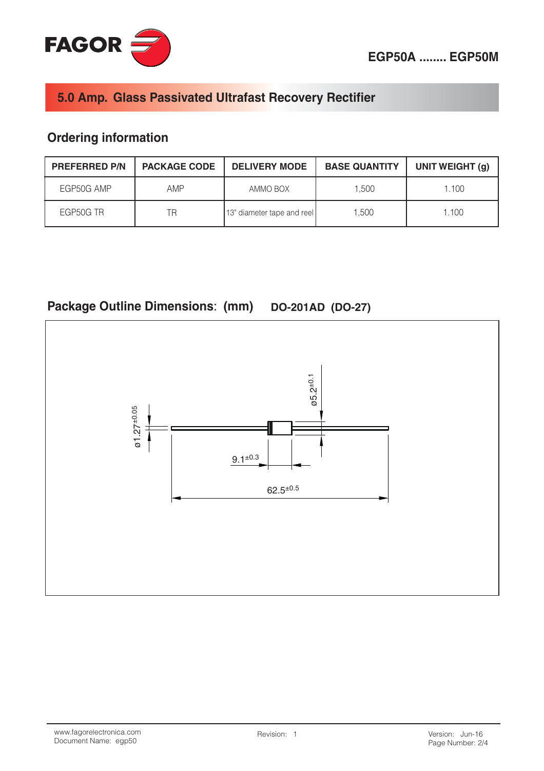# 5.0 Amp. Glass Passivated Ultrafast Recovery Rectifier

## Ordering information

| PREFERRED P/N | PACKAGE CODE | DELIVERY MODE | BASE QUANTITY | UNIT WEIGHT (g) |
|---|---|---|---|---|
| EGP50G AMP | AMP | AMMO BOX | 1,500 | 1.100 |
| EGP50G TR | TR | 13" diameter tape and reel | 1,500 | 1.100 |

## Package Outline Dimensions: (mm) DO-201AD (DO-27)

ø1.27±0.05

ø5.2±0.1

9.1±0.3

62.5±0.5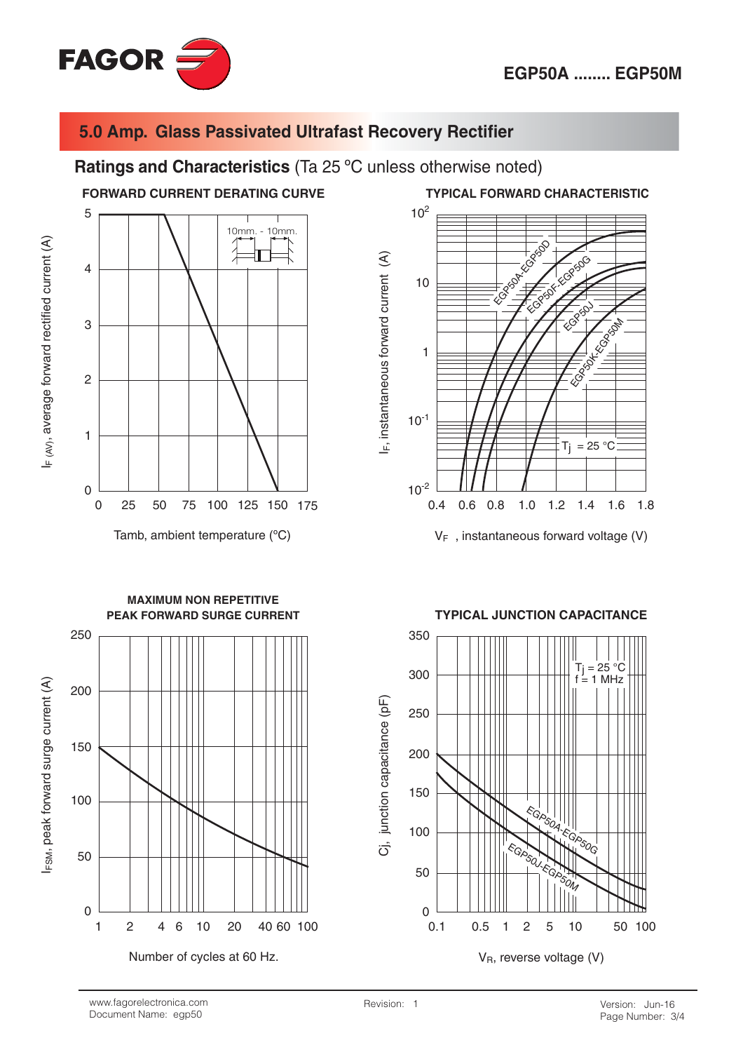## 5.0 Amp. Glass Passivated Ultrafast Recovery Rectifier

### Ratings and Characteristics (Ta 25 ºC unless otherwise noted)

**FORWARD CURRENT DERATING CURVE**

$I_{F(AV)}$, average forward rectified current (A)

Tamb, ambient temperature (ºC)

10mm. - 10mm.

**TYPICAL FORWARD CHARACTERISTIC**

$I_F$, instantaneous forward current (A)

$V_F$, instantaneous forward voltage (V)

EGP50A-EGP50D, EGP50F-EGP50G, EGP50J, EGP50K-EGP50M

$T_j$ = 25 ºC

**MAXIMUM NON REPETITIVE PEAK FORWARD SURGE CURRENT**

$I_{FSM}$, peak forward surge current (A)

Number of cycles at 60 Hz.

**TYPICAL JUNCTION CAPACITANCE**

Cj, junction capacitance (pF)

$V_R$, reverse voltage (V)

$T_j$ = 25 ºC
f = 1 MHz

EGP50A-EGP50G, EGP50J-EGP50M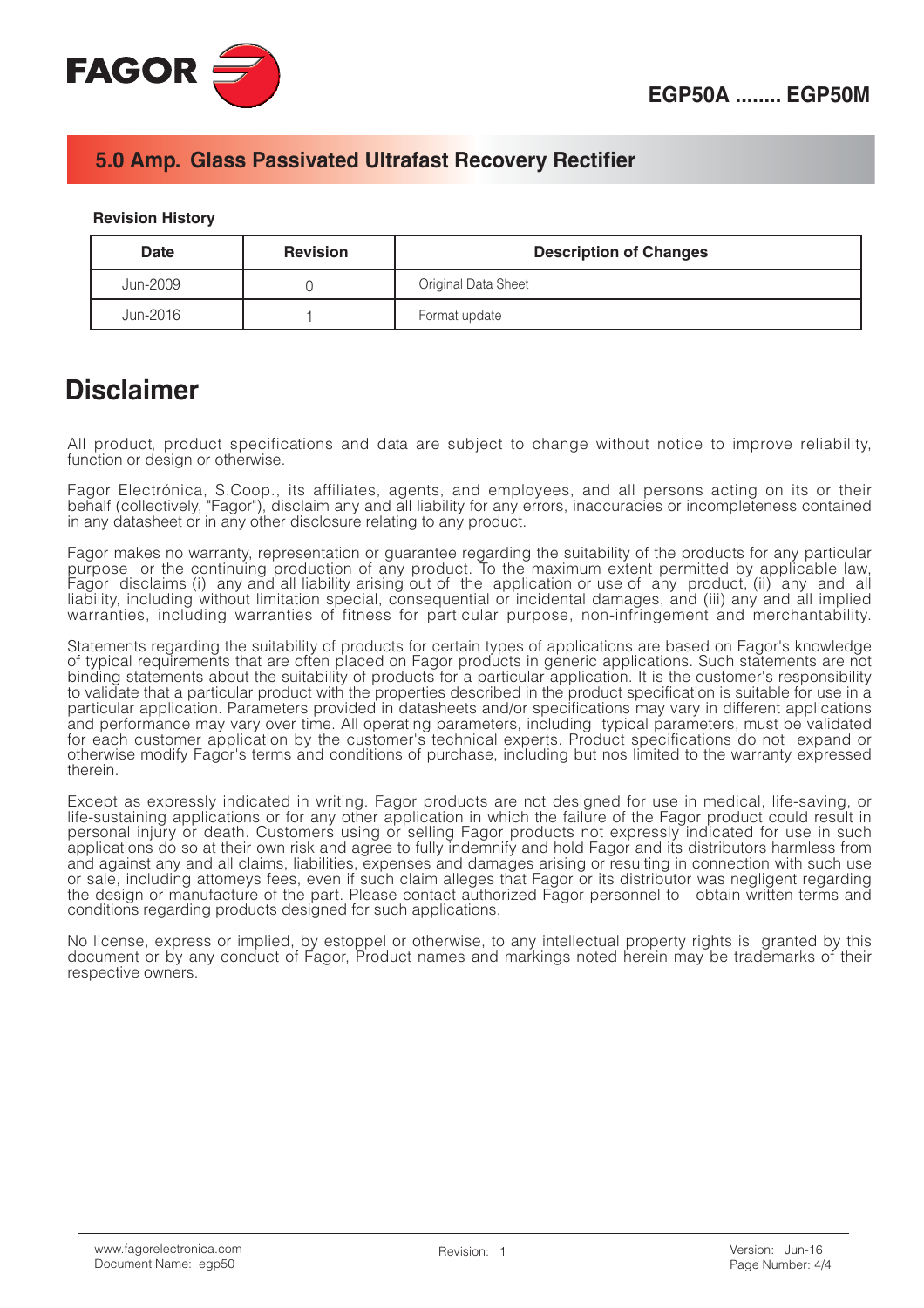**Revision History**

| Date | Revision | Description of Changes |
|---|---|---|
| Jun-2009 | 0 | Original Data Sheet |
| Jun-2016 | 1 | Format update |

# Disclaimer

All product, product specifications and data are subject to change without notice to improve reliability, function or design or otherwise.

Fagor Electrónica, S.Coop., its affiliates, agents, and employees, and all persons acting on its or their behalf (collectively, "Fagor"), disclaim any and all liability for any errors, inaccuracies or incompleteness contained in any datasheet or in any other disclosure relating to any product.

Fagor makes no warranty, representation or guarantee regarding the suitability of the products for any particular purpose or the continuing production of any product. To the maximum extent permitted by applicable law, Fagor disclaims (i) any and all liability arising out of the application or use of any product, (ii) any and all liability, including without limitation special, consequential or incidental damages, and (iii) any and all implied warranties, including warranties of fitness for particular purpose, non-infringement and merchantability.

Statements regarding the suitability of products for certain types of applications are based on Fagor's knowledge of typical requirements that are often placed on Fagor products in generic applications. Such statements are not binding statements about the suitability of products for a particular application. It is the customer's responsibility to validate that a particular product with the properties described in the product specification is suitable for use in a particular application. Parameters provided in datasheets and/or specifications may vary in different applications and performance may vary over time. All operating parameters, including typical parameters, must be validated for each customer application by the customer's technical experts. Product specifications do not expand or otherwise modify Fagor's terms and conditions of purchase, including but nos limited to the warranty expressed therein.

Except as expressly indicated in writing. Fagor products are not designed for use in medical, life-saving, or life-sustaining applications or for any other application in which the failure of the Fagor product could result in personal injury or death. Customers using or selling Fagor products not expressly indicated for use in such applications do so at their own risk and agree to fully indemnify and hold Fagor and its distributors harmless from and against any and all claims, liabilities, expenses and damages arising or resulting in connection with such use or sale, including attomeys fees, even if such claim alleges that Fagor or its distributor was negligent regarding the design or manufacture of the part. Please contact authorized Fagor personnel to obtain written terms and conditions regarding products designed for such applications.

No license, express or implied, by estoppel or otherwise, to any intellectual property rights is granted by this document or by any conduct of Fagor, Product names and markings noted herein may be trademarks of their respective owners.